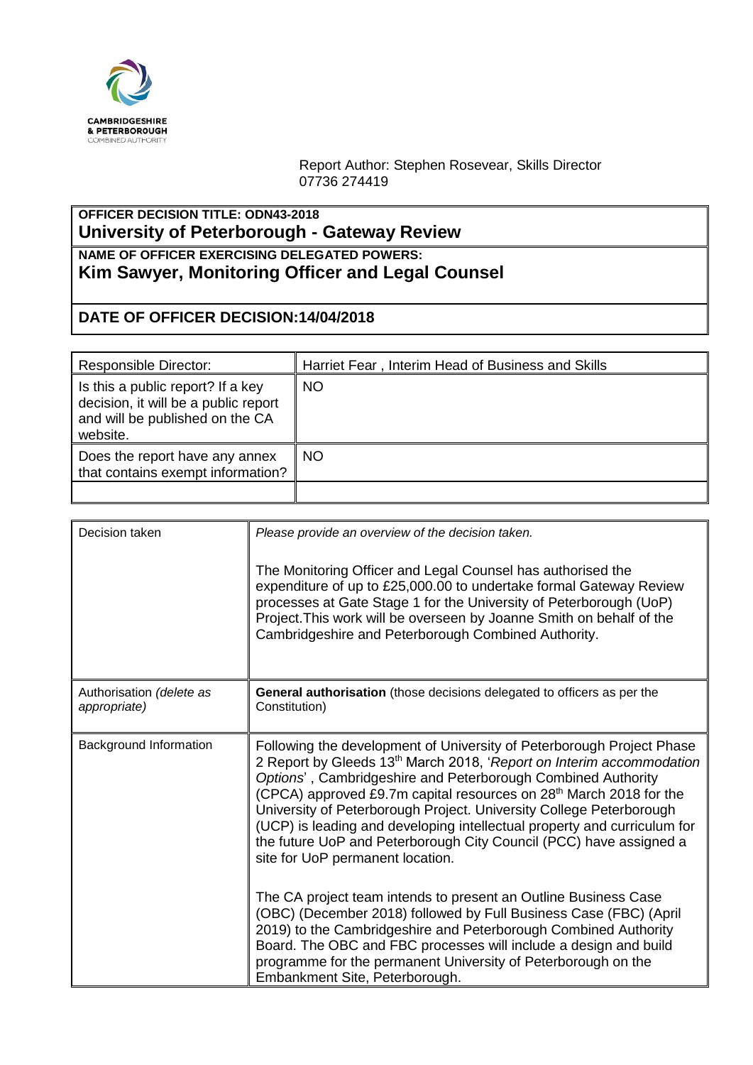CAMBRIDGESHIRE & PETERBOROUGH COMBINED AUTHORITY

Report Author: Stephen Rosevear, Skills Director
07736 274419

| **OFFICER DECISION TITLE: ODN43-2018** <br> **University of Peterborough - Gateway Review** |
|---|
| **NAME OF OFFICER EXERCISING DELEGATED POWERS:** <br> **Kim Sawyer, Monitoring Officer and Legal Counsel** |
| **DATE OF OFFICER DECISION:14/04/2018** |

| Responsible Director: | Harriet Fear , Interim Head of Business and Skills |
|---|---|
| Is this a public report? If a key decision, it will be a public report and will be published on the CA website. | NO |
| Does the report have any annex that contains exempt information? | NO |
| | |

| Decision taken | *Please provide an overview of the decision taken.* <br><br> The Monitoring Officer and Legal Counsel has authorised the expenditure of up to £25,000.00 to undertake formal Gateway Review processes at Gate Stage 1 for the University of Peterborough (UoP) Project.This work will be overseen by Joanne Smith on behalf of the Cambridgeshire and Peterborough Combined Authority. |
|---|---|
| Authorisation *(delete as appropriate)* | **General authorisation** (those decisions delegated to officers as per the Constitution) |
| Background Information | Following the development of University of Peterborough Project Phase 2 Report by Gleeds 13th March 2018, '*Report on Interim accommodation Options*' , Cambridgeshire and Peterborough Combined Authority (CPCA) approved £9.7m capital resources on 28th March 2018 for the University of Peterborough Project. University College Peterborough (UCP) is leading and developing intellectual property and curriculum for the future UoP and Peterborough City Council (PCC) have assigned a site for UoP permanent location. <br><br> The CA project team intends to present an Outline Business Case (OBC) (December 2018) followed by Full Business Case (FBC) (April 2019) to the Cambridgeshire and Peterborough Combined Authority Board. The OBC and FBC processes will include a design and build programme for the permanent University of Peterborough on the Embankment Site, Peterborough. |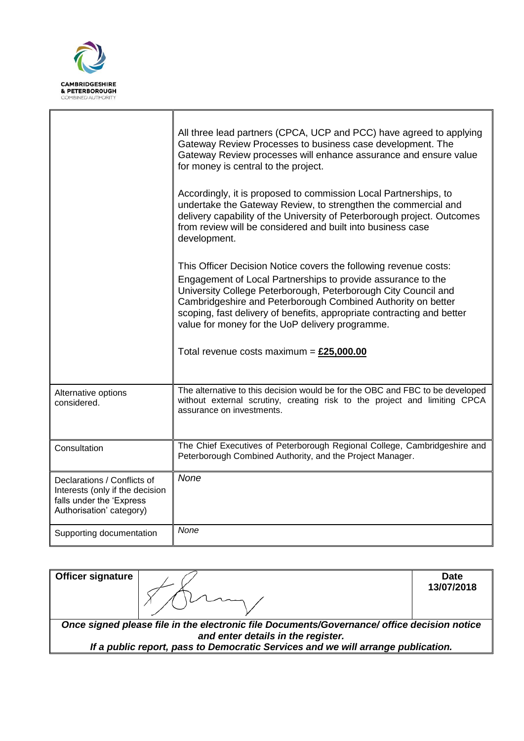| | |
|---|---|
| | All three lead partners (CPCA, UCP and PCC) have agreed to applying Gateway Review Processes to business case development. The Gateway Review processes will enhance assurance and ensure value for money is central to the project.<br><br>Accordingly, it is proposed to commission Local Partnerships, to undertake the Gateway Review, to strengthen the commercial and delivery capability of the University of Peterborough project. Outcomes from review will be considered and built into business case development.<br><br>This Officer Decision Notice covers the following revenue costs:<br>Engagement of Local Partnerships to provide assurance to the University College Peterborough, Peterborough City Council and Cambridgeshire and Peterborough Combined Authority on better scoping, fast delivery of benefits, appropriate contracting and better value for money for the UoP delivery programme.<br><br>Total revenue costs maximum = **£25,000.00** |
| Alternative options considered. | The alternative to this decision would be for the OBC and FBC to be developed without external scrutiny, creating risk to the project and limiting CPCA assurance on investments. |
| Consultation | The Chief Executives of Peterborough Regional College, Cambridgeshire and Peterborough Combined Authority, and the Project Manager. |
| Declarations / Conflicts of Interests (only if the decision falls under the 'Express Authorisation' category) | *None* |
| Supporting documentation | *None* |

| | | |
|---|---|---|
| **Officer signature** | [signature] | **Date**<br>**13/07/2018** |

***Once signed please file in the electronic file Documents/Governance/ office decision notice and enter details in the register.***
***If a public report, pass to Democratic Services and we will arrange publication.***